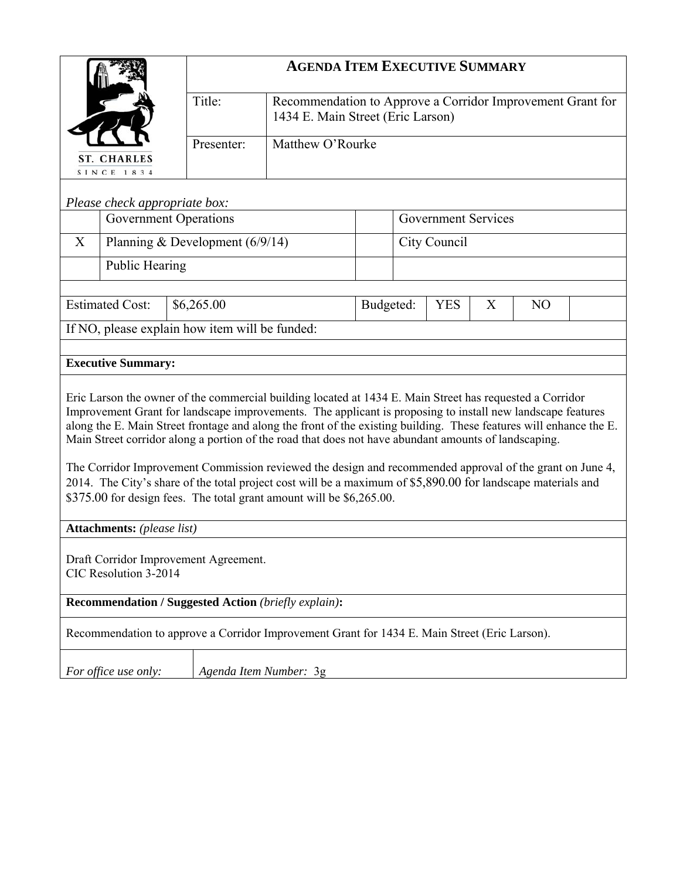ST. CHARLES
SINCE 1834

# AGENDA ITEM EXECUTIVE SUMMARY

| | |
|---|---|
| Title: | Recommendation to Approve a Corridor Improvement Grant for 1434 E. Main Street (Eric Larson) |
| Presenter: | Matthew O'Rourke |

*Please check appropriate box:*

| | | | |
|---|---|---|---|
| | Government Operations | | Government Services |
| X | Planning & Development (6/9/14) | | City Council |
| | Public Hearing | | |

| | | | | | | |
|---|---|---|---|---|---|---|
| Estimated Cost: | $6,265.00 | Budgeted: | YES | X | NO | |

If NO, please explain how item will be funded:

**Executive Summary:**

Eric Larson the owner of the commercial building located at 1434 E. Main Street has requested a Corridor Improvement Grant for landscape improvements. The applicant is proposing to install new landscape features along the E. Main Street frontage and along the front of the existing building. These features will enhance the E. Main Street corridor along a portion of the road that does not have abundant amounts of landscaping.

The Corridor Improvement Commission reviewed the design and recommended approval of the grant on June 4, 2014. The City's share of the total project cost will be a maximum of $5,890.00 for landscape materials and $375.00 for design fees. The total grant amount will be $6,265.00.

**Attachments:** *(please list)*

Draft Corridor Improvement Agreement.
CIC Resolution 3-2014

**Recommendation / Suggested Action** *(briefly explain)***:**

Recommendation to approve a Corridor Improvement Grant for 1434 E. Main Street (Eric Larson).

| | |
|---|---|
| *For office use only:* | *Agenda Item Number:* 3g |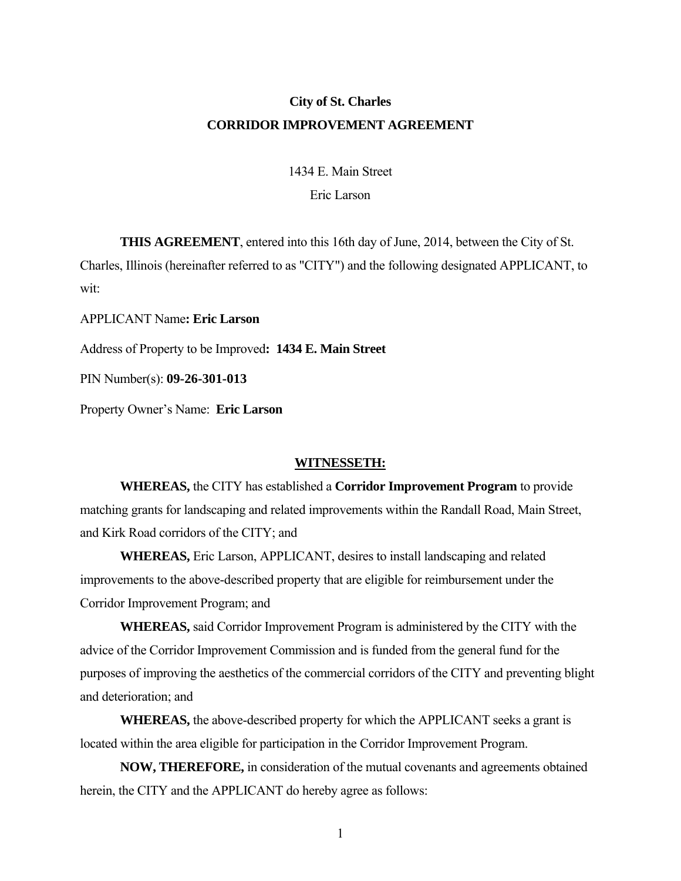**City of St. Charles**

**CORRIDOR IMPROVEMENT AGREEMENT**

1434 E. Main Street

Eric Larson

**THIS AGREEMENT**, entered into this 16th day of June, 2014, between the City of St. Charles, Illinois (hereinafter referred to as "CITY") and the following designated APPLICANT, to wit:

APPLICANT Name**: Eric Larson**

Address of Property to be Improved**: 1434 E. Main Street**

PIN Number(s): **09-26-301-013**

Property Owner's Name: **Eric Larson**

**WITNESSETH:**

**WHEREAS,** the CITY has established a **Corridor Improvement Program** to provide matching grants for landscaping and related improvements within the Randall Road, Main Street, and Kirk Road corridors of the CITY; and

**WHEREAS,** Eric Larson, APPLICANT, desires to install landscaping and related improvements to the above-described property that are eligible for reimbursement under the Corridor Improvement Program; and

**WHEREAS,** said Corridor Improvement Program is administered by the CITY with the advice of the Corridor Improvement Commission and is funded from the general fund for the purposes of improving the aesthetics of the commercial corridors of the CITY and preventing blight and deterioration; and

**WHEREAS,** the above-described property for which the APPLICANT seeks a grant is located within the area eligible for participation in the Corridor Improvement Program.

**NOW, THEREFORE,** in consideration of the mutual covenants and agreements obtained herein, the CITY and the APPLICANT do hereby agree as follows: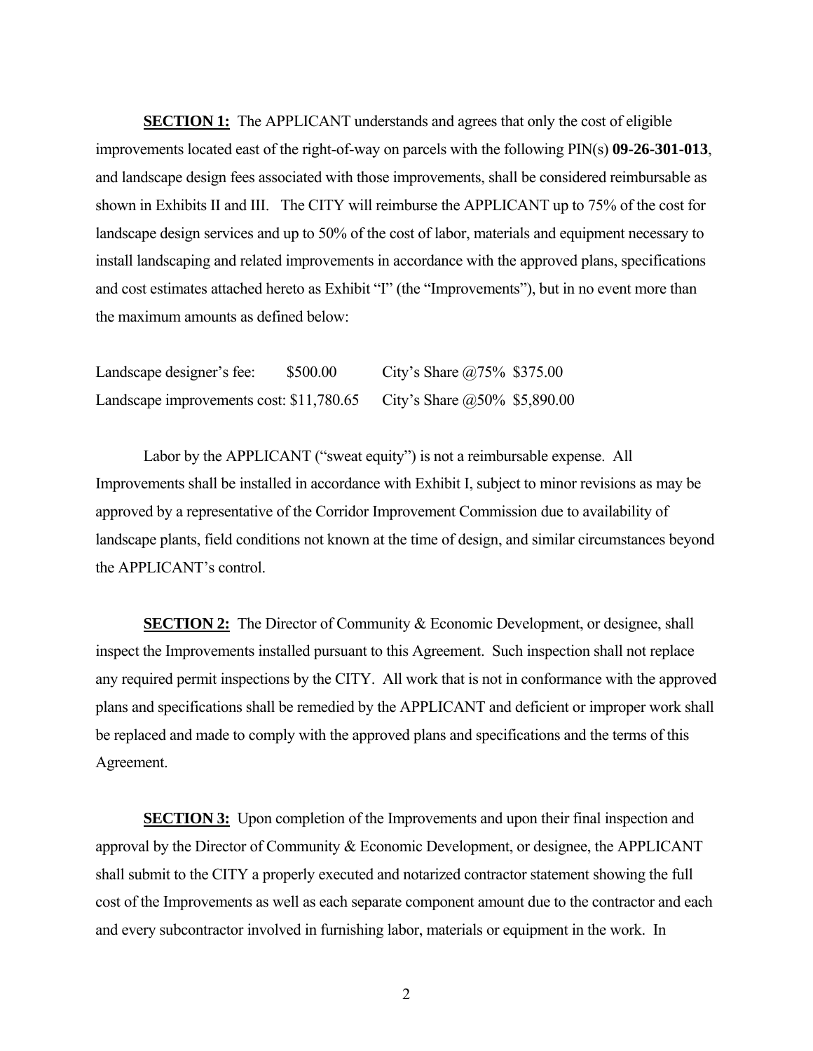**SECTION 1:** The APPLICANT understands and agrees that only the cost of eligible improvements located east of the right-of-way on parcels with the following PIN(s) **09-26-301-013**, and landscape design fees associated with those improvements, shall be considered reimbursable as shown in Exhibits II and III. The CITY will reimburse the APPLICANT up to 75% of the cost for landscape design services and up to 50% of the cost of labor, materials and equipment necessary to install landscaping and related improvements in accordance with the approved plans, specifications and cost estimates attached hereto as Exhibit "I" (the "Improvements"), but in no event more than the maximum amounts as defined below:

| | | | |
|---|---|---|---|
| Landscape designer's fee: | $500.00 | City's Share @75% | $375.00 |
| Landscape improvements cost: | $11,780.65 | City's Share @50% | $5,890.00 |

Labor by the APPLICANT ("sweat equity") is not a reimbursable expense. All Improvements shall be installed in accordance with Exhibit I, subject to minor revisions as may be approved by a representative of the Corridor Improvement Commission due to availability of landscape plants, field conditions not known at the time of design, and similar circumstances beyond the APPLICANT's control.

**SECTION 2:** The Director of Community & Economic Development, or designee, shall inspect the Improvements installed pursuant to this Agreement. Such inspection shall not replace any required permit inspections by the CITY. All work that is not in conformance with the approved plans and specifications shall be remedied by the APPLICANT and deficient or improper work shall be replaced and made to comply with the approved plans and specifications and the terms of this Agreement.

**SECTION 3:** Upon completion of the Improvements and upon their final inspection and approval by the Director of Community & Economic Development, or designee, the APPLICANT shall submit to the CITY a properly executed and notarized contractor statement showing the full cost of the Improvements as well as each separate component amount due to the contractor and each and every subcontractor involved in furnishing labor, materials or equipment in the work. In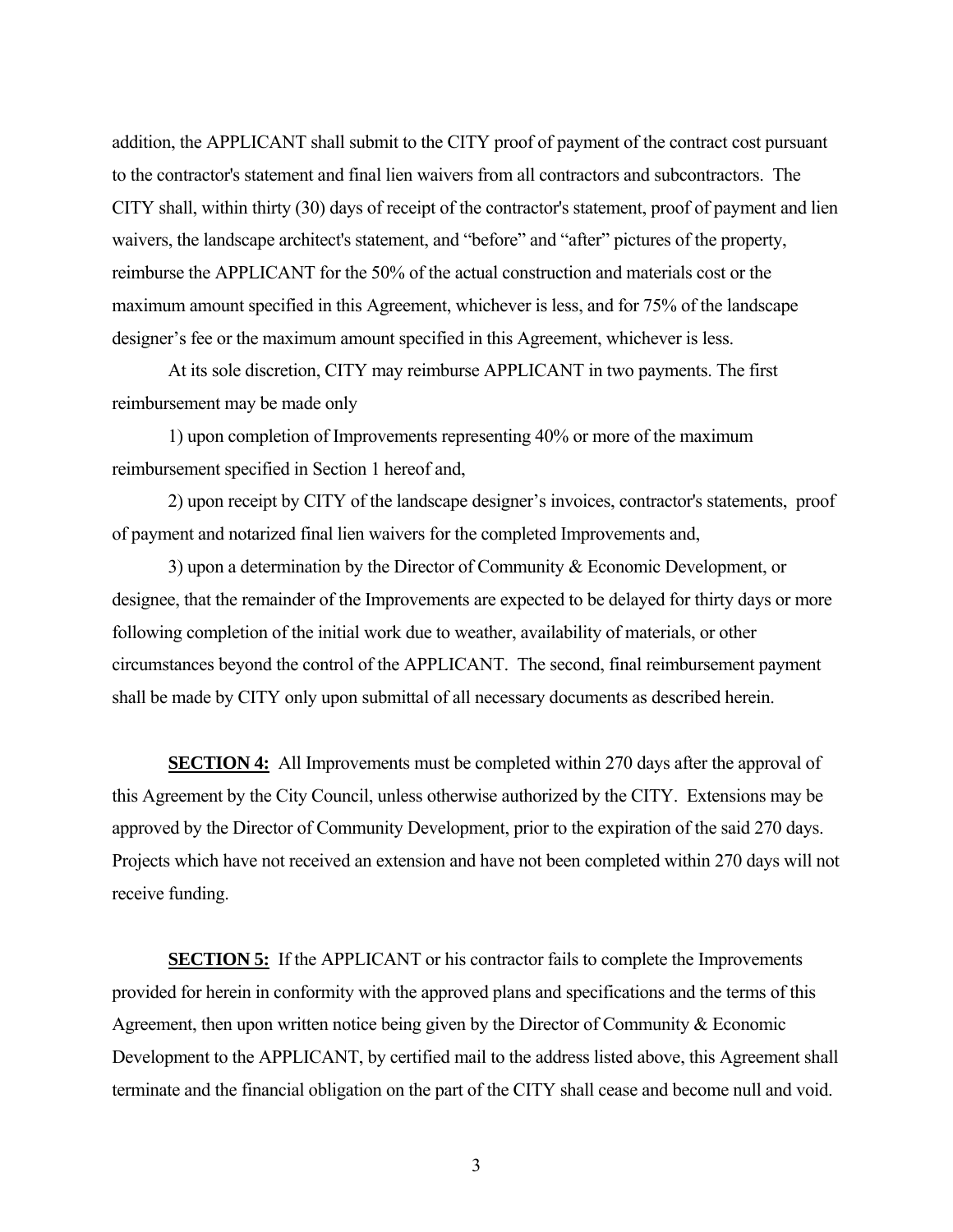addition, the APPLICANT shall submit to the CITY proof of payment of the contract cost pursuant to the contractor's statement and final lien waivers from all contractors and subcontractors. The CITY shall, within thirty (30) days of receipt of the contractor's statement, proof of payment and lien waivers, the landscape architect's statement, and "before" and "after" pictures of the property, reimburse the APPLICANT for the 50% of the actual construction and materials cost or the maximum amount specified in this Agreement, whichever is less, and for 75% of the landscape designer's fee or the maximum amount specified in this Agreement, whichever is less.

At its sole discretion, CITY may reimburse APPLICANT in two payments. The first reimbursement may be made only

1) upon completion of Improvements representing 40% or more of the maximum reimbursement specified in Section 1 hereof and,

2) upon receipt by CITY of the landscape designer's invoices, contractor's statements, proof of payment and notarized final lien waivers for the completed Improvements and,

3) upon a determination by the Director of Community & Economic Development, or designee, that the remainder of the Improvements are expected to be delayed for thirty days or more following completion of the initial work due to weather, availability of materials, or other circumstances beyond the control of the APPLICANT. The second, final reimbursement payment shall be made by CITY only upon submittal of all necessary documents as described herein.

**SECTION 4:** All Improvements must be completed within 270 days after the approval of this Agreement by the City Council, unless otherwise authorized by the CITY. Extensions may be approved by the Director of Community Development, prior to the expiration of the said 270 days. Projects which have not received an extension and have not been completed within 270 days will not receive funding.

**SECTION 5:** If the APPLICANT or his contractor fails to complete the Improvements provided for herein in conformity with the approved plans and specifications and the terms of this Agreement, then upon written notice being given by the Director of Community & Economic Development to the APPLICANT, by certified mail to the address listed above, this Agreement shall terminate and the financial obligation on the part of the CITY shall cease and become null and void.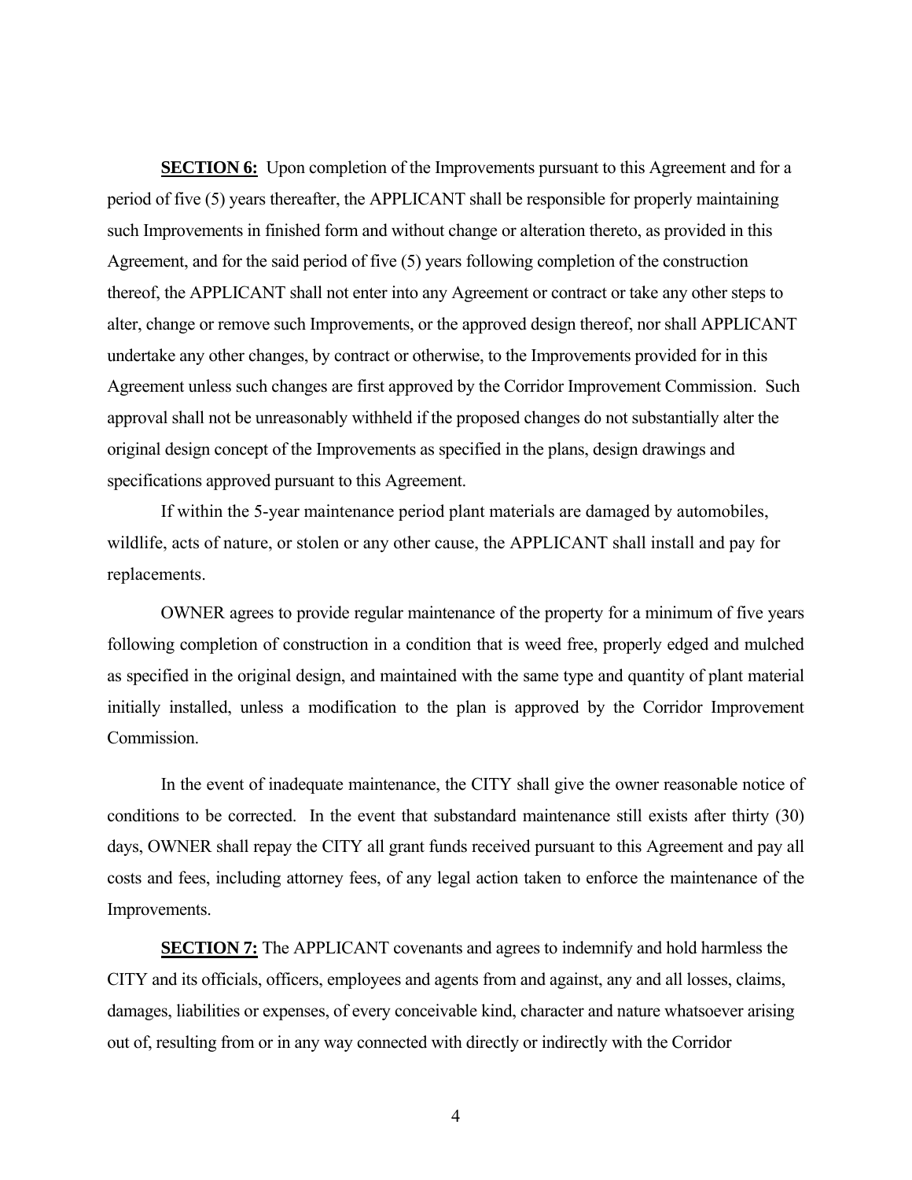**SECTION 6:** Upon completion of the Improvements pursuant to this Agreement and for a period of five (5) years thereafter, the APPLICANT shall be responsible for properly maintaining such Improvements in finished form and without change or alteration thereto, as provided in this Agreement, and for the said period of five (5) years following completion of the construction thereof, the APPLICANT shall not enter into any Agreement or contract or take any other steps to alter, change or remove such Improvements, or the approved design thereof, nor shall APPLICANT undertake any other changes, by contract or otherwise, to the Improvements provided for in this Agreement unless such changes are first approved by the Corridor Improvement Commission. Such approval shall not be unreasonably withheld if the proposed changes do not substantially alter the original design concept of the Improvements as specified in the plans, design drawings and specifications approved pursuant to this Agreement.

If within the 5-year maintenance period plant materials are damaged by automobiles, wildlife, acts of nature, or stolen or any other cause, the APPLICANT shall install and pay for replacements.

OWNER agrees to provide regular maintenance of the property for a minimum of five years following completion of construction in a condition that is weed free, properly edged and mulched as specified in the original design, and maintained with the same type and quantity of plant material initially installed, unless a modification to the plan is approved by the Corridor Improvement Commission.

In the event of inadequate maintenance, the CITY shall give the owner reasonable notice of conditions to be corrected. In the event that substandard maintenance still exists after thirty (30) days, OWNER shall repay the CITY all grant funds received pursuant to this Agreement and pay all costs and fees, including attorney fees, of any legal action taken to enforce the maintenance of the Improvements.

**SECTION 7:** The APPLICANT covenants and agrees to indemnify and hold harmless the CITY and its officials, officers, employees and agents from and against, any and all losses, claims, damages, liabilities or expenses, of every conceivable kind, character and nature whatsoever arising out of, resulting from or in any way connected with directly or indirectly with the Corridor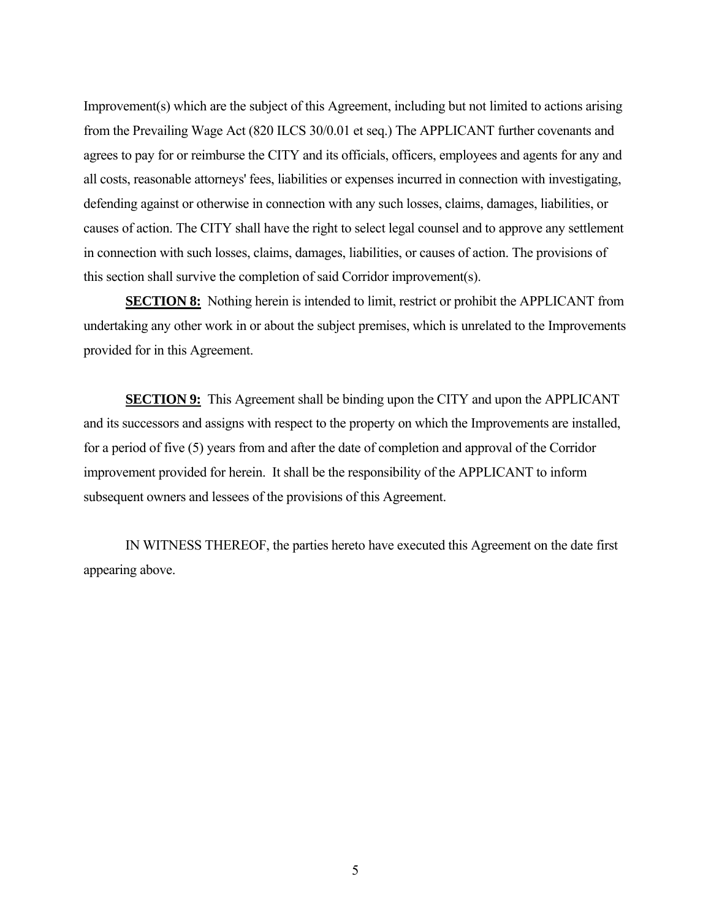Improvement(s) which are the subject of this Agreement, including but not limited to actions arising from the Prevailing Wage Act (820 ILCS 30/0.01 et seq.) The APPLICANT further covenants and agrees to pay for or reimburse the CITY and its officials, officers, employees and agents for any and all costs, reasonable attorneys' fees, liabilities or expenses incurred in connection with investigating, defending against or otherwise in connection with any such losses, claims, damages, liabilities, or causes of action. The CITY shall have the right to select legal counsel and to approve any settlement in connection with such losses, claims, damages, liabilities, or causes of action. The provisions of this section shall survive the completion of said Corridor improvement(s).

**SECTION 8:** Nothing herein is intended to limit, restrict or prohibit the APPLICANT from undertaking any other work in or about the subject premises, which is unrelated to the Improvements provided for in this Agreement.

**SECTION 9:** This Agreement shall be binding upon the CITY and upon the APPLICANT and its successors and assigns with respect to the property on which the Improvements are installed, for a period of five (5) years from and after the date of completion and approval of the Corridor improvement provided for herein. It shall be the responsibility of the APPLICANT to inform subsequent owners and lessees of the provisions of this Agreement.

IN WITNESS THEREOF, the parties hereto have executed this Agreement on the date first appearing above.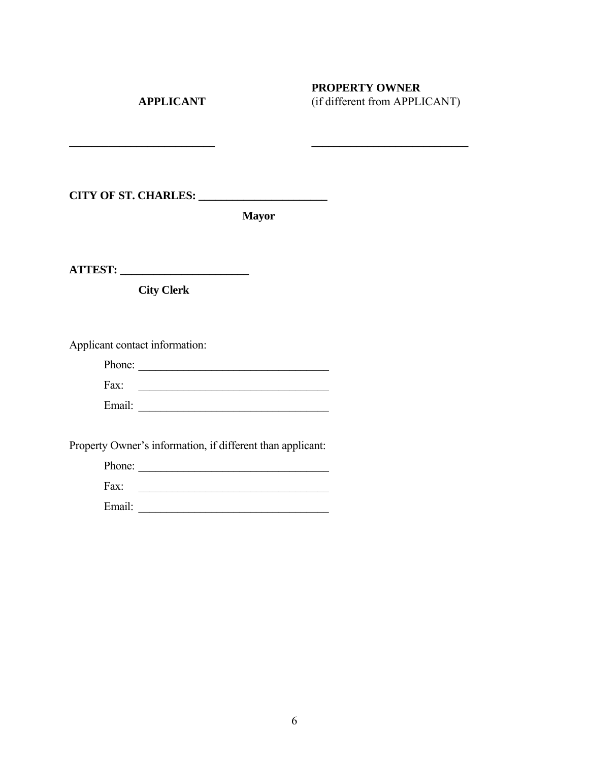| **APPLICANT** | **PROPERTY OWNER** (if different from APPLICANT) |
| --- | --- |
| ___________________________ | ___________________________ |

**CITY OF ST. CHARLES: ______________________**

**Mayor**

**ATTEST: ______________________**

**City Clerk**

Applicant contact information:

Phone: ________________________________

Fax: ________________________________

Email: ________________________________

Property Owner's information, if different than applicant:

Phone: ________________________________

Fax: ________________________________

Email: ________________________________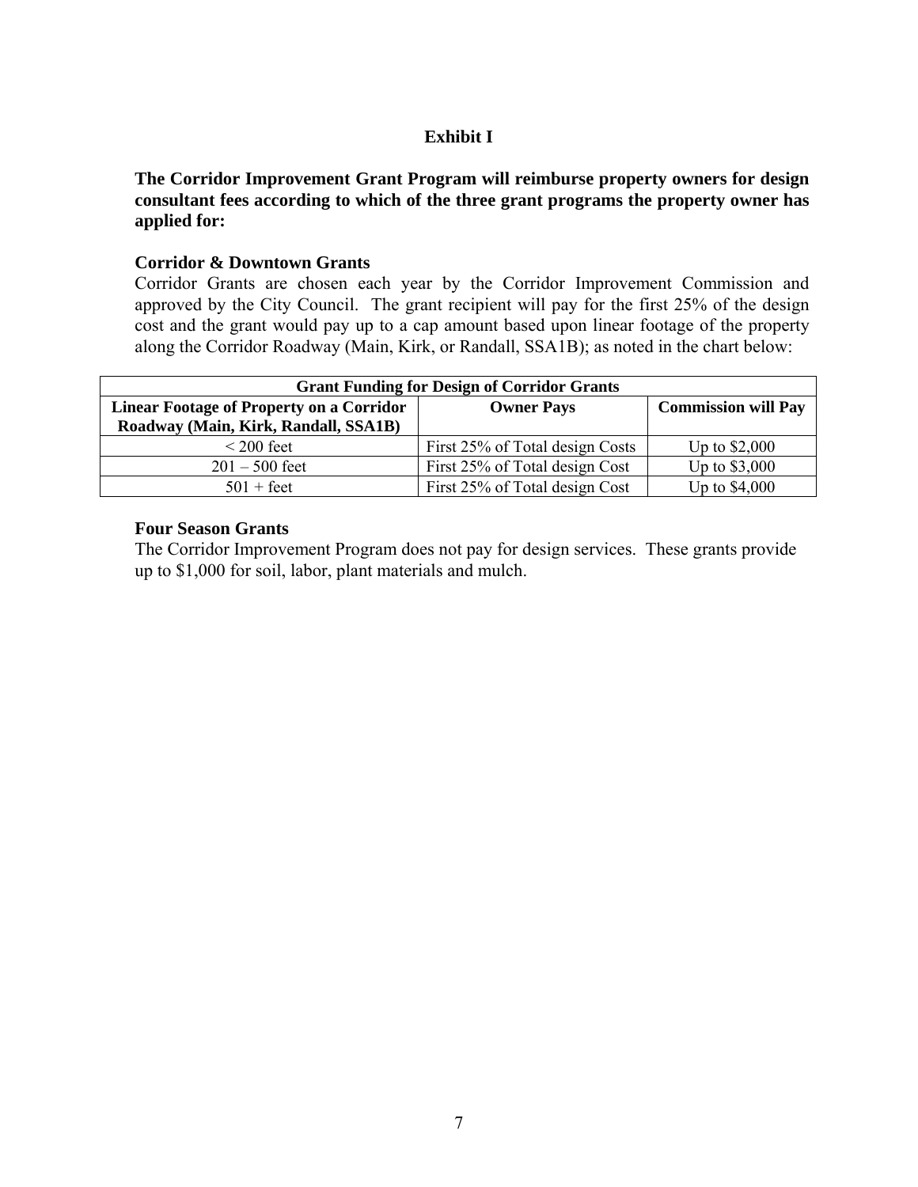# Exhibit I

**The Corridor Improvement Grant Program will reimburse property owners for design consultant fees according to which of the three grant programs the property owner has applied for:**

### Corridor & Downtown Grants

Corridor Grants are chosen each year by the Corridor Improvement Commission and approved by the City Council. The grant recipient will pay for the first 25% of the design cost and the grant would pay up to a cap amount based upon linear footage of the property along the Corridor Roadway (Main, Kirk, or Randall, SSA1B); as noted in the chart below:

| Grant Funding for Design of Corridor Grants | | |
|---|---|---|
| **Linear Footage of Property on a Corridor Roadway (Main, Kirk, Randall, SSA1B)** | **Owner Pays** | **Commission will Pay** |
| < 200 feet | First 25% of Total design Costs | Up to $2,000 |
| 201 – 500 feet | First 25% of Total design Cost | Up to $3,000 |
| 501 + feet | First 25% of Total design Cost | Up to $4,000 |

### Four Season Grants

The Corridor Improvement Program does not pay for design services. These grants provide up to $1,000 for soil, labor, plant materials and mulch.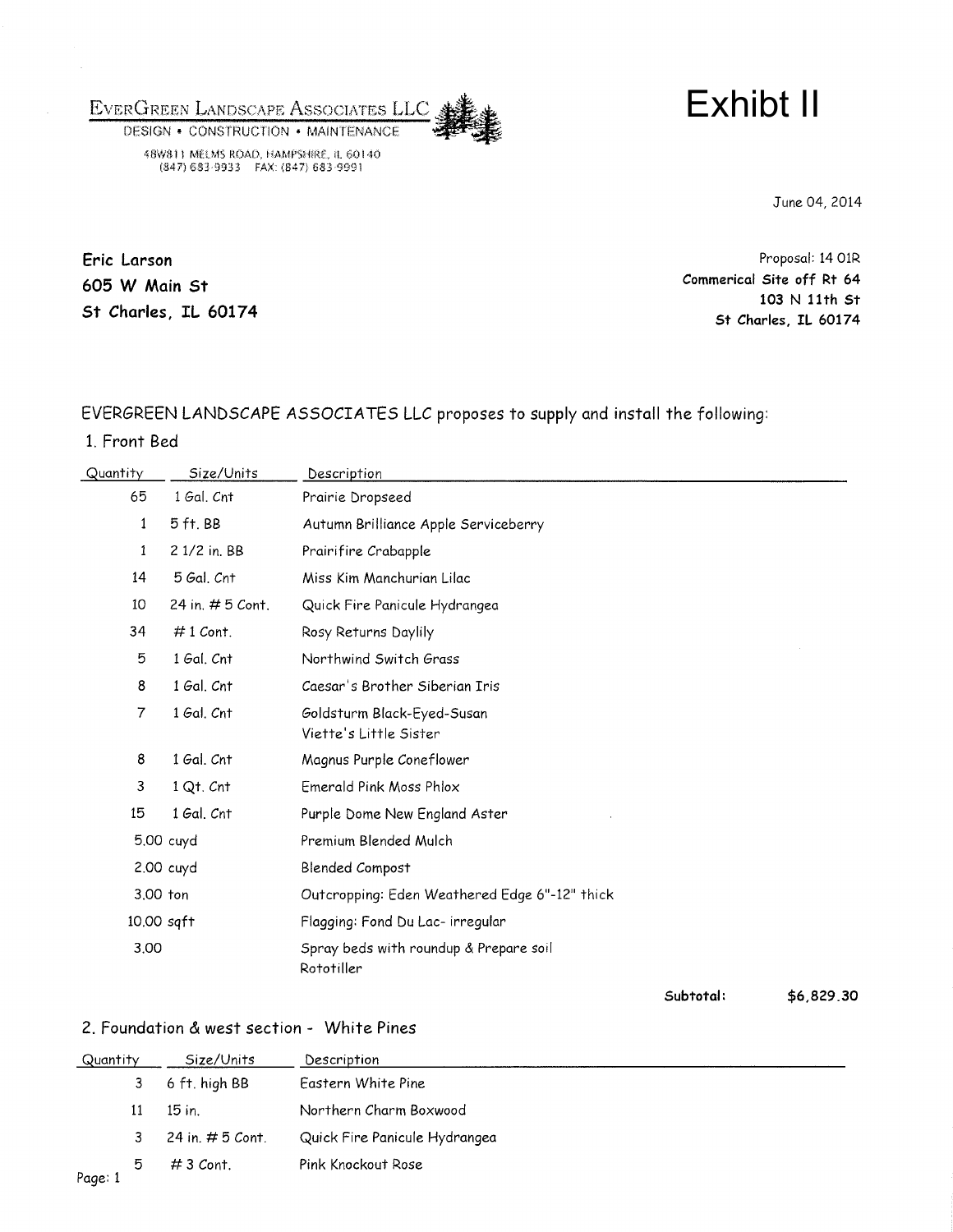EverGreen Landscape Associates LLC
DESIGN • CONSTRUCTION • MAINTENANCE
48W811 MELMS ROAD, HAMPSHIRE, IL 60140
(847) 683-9933 FAX: (847) 683-9991

# Exhibt II

June 04, 2014

**Eric Larson**
**605 W Main St**
**St Charles, IL 60174**

Proposal: 14 01R
**Commerical Site off Rt 64**
**103 N 11th St**
**St Charles, IL 60174**

EVERGREEN LANDSCAPE ASSOCIATES LLC proposes to supply and install the following:

1. Front Bed

| Quantity | Size/Units | Description |
|---|---|---|
| 65 | 1 Gal. Cnt | Prairie Dropseed |
| 1 | 5 ft. BB | Autumn Brilliance Apple Serviceberry |
| 1 | 2 1/2 in. BB | Prairifire Crabapple |
| 14 | 5 Gal. Cnt | Miss Kim Manchurian Lilac |
| 10 | 24 in. # 5 Cont. | Quick Fire Panicule Hydrangea |
| 34 | # 1 Cont. | Rosy Returns Daylily |
| 5 | 1 Gal. Cnt | Northwind Switch Grass |
| 8 | 1 Gal. Cnt | Caesar's Brother Siberian Iris |
| 7 | 1 Gal. Cnt | Goldsturm Black-Eyed-Susan Viette's Little Sister |
| 8 | 1 Gal. Cnt | Magnus Purple Coneflower |
| 3 | 1 Qt. Cnt | Emerald Pink Moss Phlox |
| 15 | 1 Gal. Cnt | Purple Dome New England Aster |
| 5.00 | cuyd | Premium Blended Mulch |
| 2.00 | cuyd | Blended Compost |
| 3.00 | ton | Outcropping: Eden Weathered Edge 6"-12" thick |
| 10.00 | sqft | Flagging: Fond Du Lac- irregular |
| 3.00 | | Spray beds with roundup & Prepare soil Rototiller |

**Subtotal:** **$6,829.30**

2. Foundation & west section - White Pines

| Quantity | Size/Units | Description |
|---|---|---|
| 3 | 6 ft. high BB | Eastern White Pine |
| 11 | 15 in. | Northern Charm Boxwood |
| 3 | 24 in. # 5 Cont. | Quick Fire Panicule Hydrangea |
| 5 | # 3 Cont. | Pink Knockout Rose |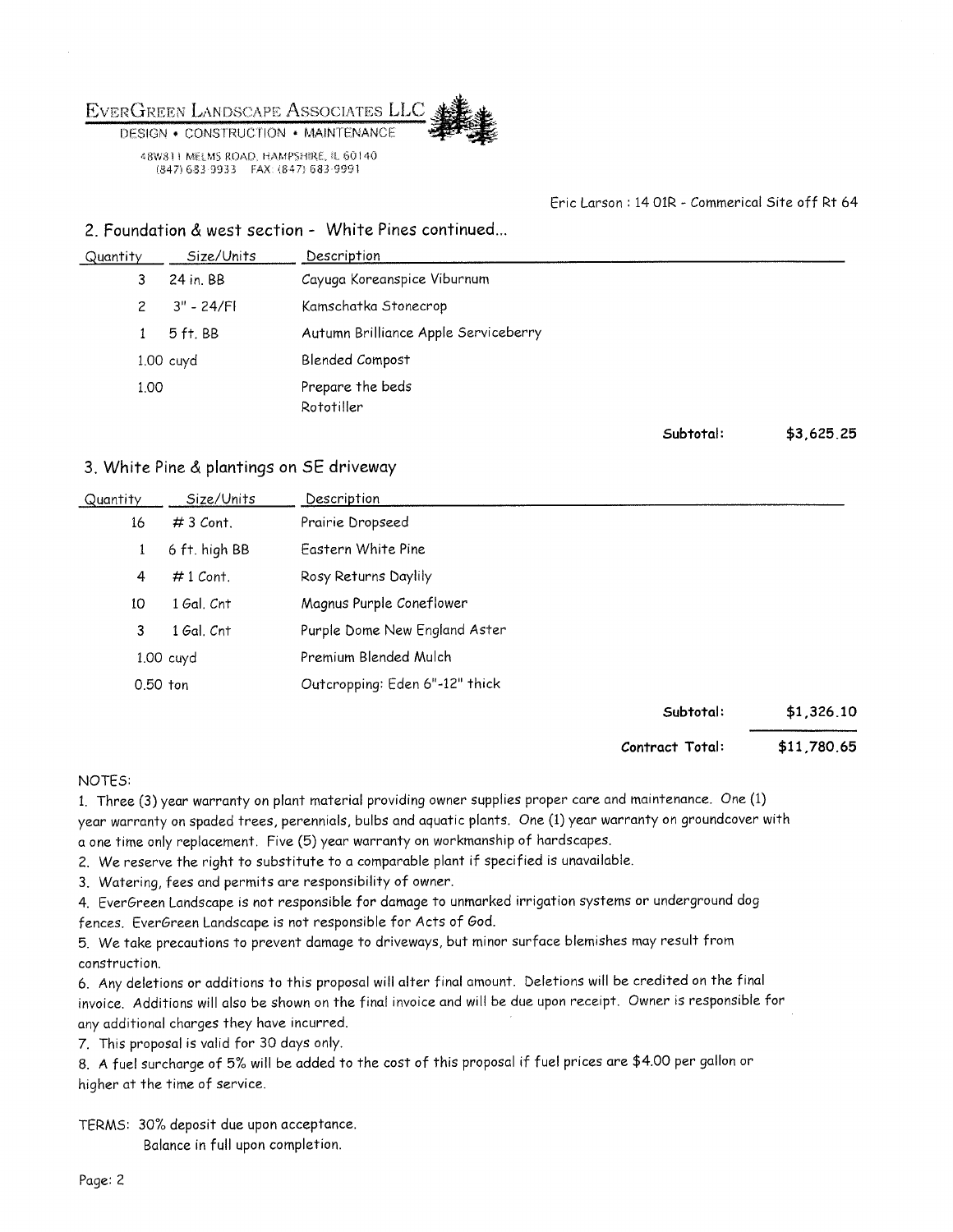EverGreen Landscape Associates LLC
DESIGN • CONSTRUCTION • MAINTENANCE

48W811 MELMS ROAD, HAMPSHIRE, IL 60140
(847) 683-9933 FAX: (847) 683-9991

Eric Larson : 14 01R - Commerical Site off Rt 64

## 2. Foundation & west section - White Pines continued...

| Quantity | Size/Units | Description |
|---|---|---|
| 3 | 24 in. BB | Cayuga Koreanspice Viburnum |
| 2 | 3" - 24/Fl | Kamschatka Stonecrop |
| 1 | 5 ft. BB | Autumn Brilliance Apple Serviceberry |
| 1.00 cuyd | | Blended Compost |
| 1.00 | | Prepare the beds<br>Rototiller |

**Subtotal: $3,625.25**

## 3. White Pine & plantings on SE driveway

| Quantity | Size/Units | Description |
|---|---|---|
| 16 | # 3 Cont. | Prairie Dropseed |
| 1 | 6 ft. high BB | Eastern White Pine |
| 4 | # 1 Cont. | Rosy Returns Daylily |
| 10 | 1 Gal. Cnt | Magnus Purple Coneflower |
| 3 | 1 Gal. Cnt | Purple Dome New England Aster |
| 1.00 cuyd | | Premium Blended Mulch |
| 0.50 ton | | Outcropping: Eden 6"-12" thick |

**Subtotal: $1,326.10**

**Contract Total: $11,780.65**

NOTES:

1. Three (3) year warranty on plant material providing owner supplies proper care and maintenance. One (1) year warranty on spaded trees, perennials, bulbs and aquatic plants. One (1) year warranty on groundcover with a one time only replacement. Five (5) year warranty on workmanship of hardscapes.
2. We reserve the right to substitute to a comparable plant if specified is unavailable.
3. Watering, fees and permits are responsibility of owner.
4. EverGreen Landscape is not responsible for damage to unmarked irrigation systems or underground dog fences. EverGreen Landscape is not responsible for Acts of God.
5. We take precautions to prevent damage to driveways, but minor surface blemishes may result from construction.
6. Any deletions or additions to this proposal will alter final amount. Deletions will be credited on the final invoice. Additions will also be shown on the final invoice and will be due upon receipt. Owner is responsible for any additional charges they have incurred.
7. This proposal is valid for 30 days only.
8. A fuel surcharge of 5% will be added to the cost of this proposal if fuel prices are $4.00 per gallon or higher at the time of service.

TERMS: 30% deposit due upon acceptance.
Balance in full upon completion.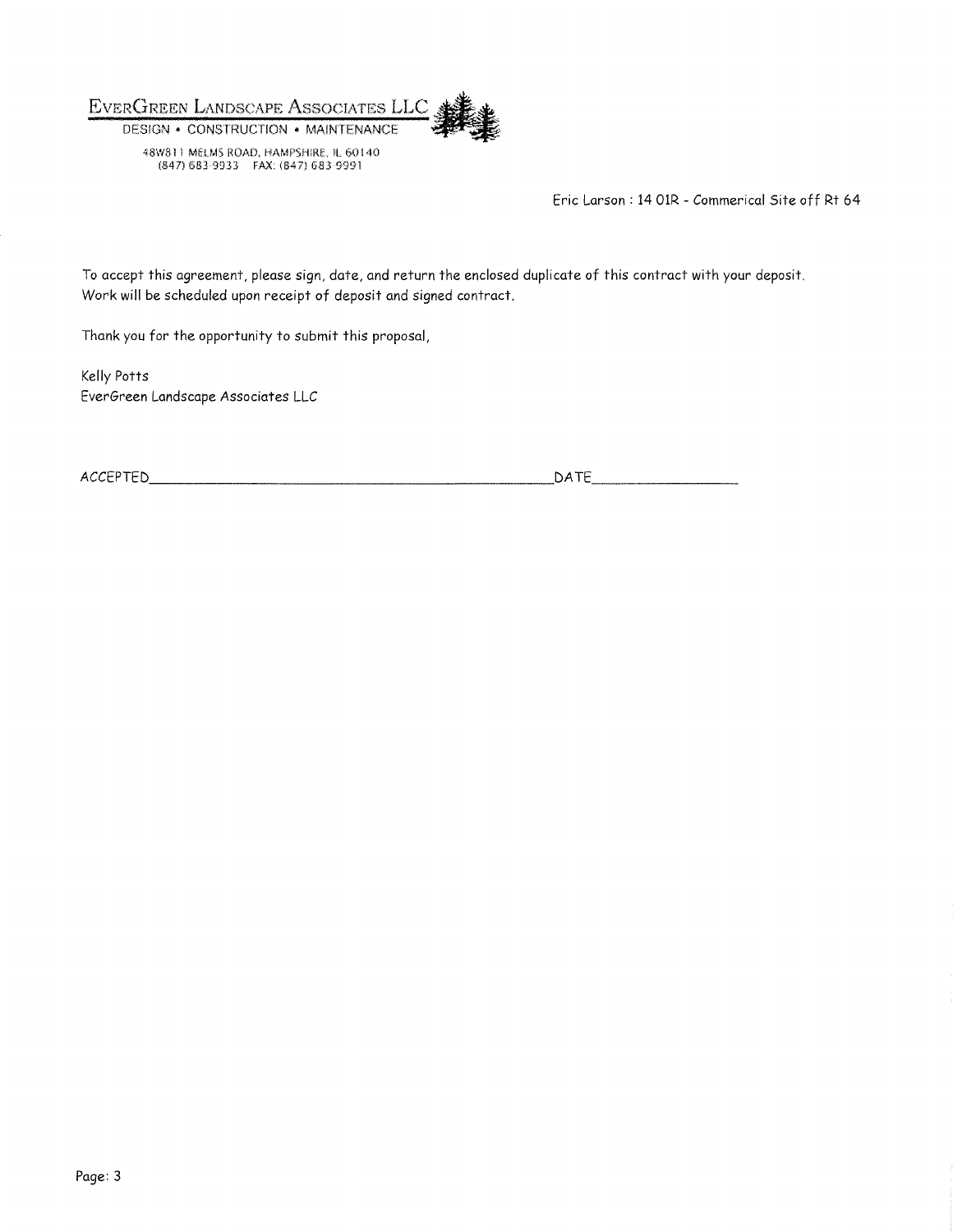EverGreen Landscape Associates LLC

DESIGN • CONSTRUCTION • MAINTENANCE

48W811 MELMS ROAD, HAMPSHIRE, IL 60140
(847) 683-9933 FAX: (847) 683-9991

Eric Larson : 14 01R - Commerical Site off Rt 64

To accept this agreement, please sign, date, and return the enclosed duplicate of this contract with your deposit.
Work will be scheduled upon receipt of deposit and signed contract.

Thank you for the opportunity to submit this proposal,

Kelly Potts
EverGreen Landscape Associates LLC

ACCEPTED_______________________________________________DATE________________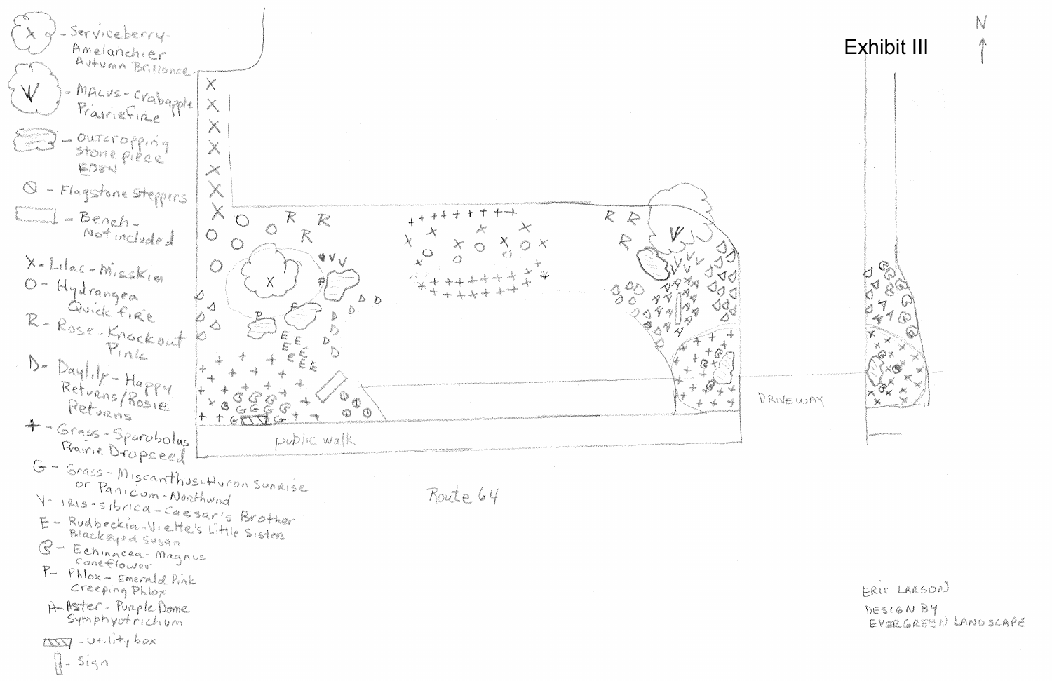# Exhibit III

N ↑

- Serviceberry - Amelanchier Autumn Brilliance
- MALUS - Crabapple Prairiefire
- Outcropping Stone piece EDEN
- Ø - Flagstone Steppers
- Bench - Not included
- X - Lilac - Miss Kim
- O - Hydrangea Quick fire
- R - Rose - Knockout Pink
- D - Daylily - Happy Returns / Rosie Returns
- + - Grass - Sporobolus Prairie Dropseed
- G - Grass - Miscanthus - Huron Sunrise or Panicum - Northwind
- V - Iris - sibrica - Caesar's Brother
- E - Rudbeckia - Viette's Little Sister Blackeyed Susan
- C - Echinacea - Magnus Coneflower
- P - Phlox - Emerald Pink Creeping Phlox
- A - Aster - Purple Dome Symphyotrichum
- Utility box
- Sign

public walk

DRIVEWAY

Route 64

ERIC LARSON
DESIGN BY
EVERGREEN LANDSCAPE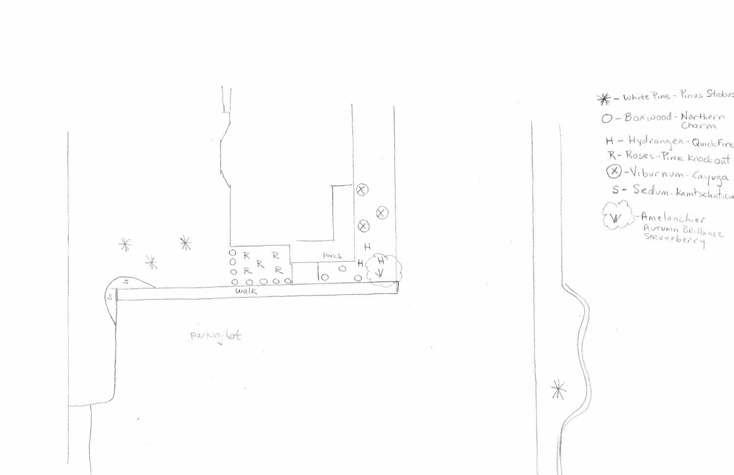Porch

walk

parking lot

- ✳ – White Pine – Pinus Strobus
- O – Boxwood – Northern Charm
- H – Hydrangea – QuickFire
- R – Roses – Pink Knockout
- ⊗ – Viburnum – Cayuga
- S – Sedum – Kamtschaticum
- V – Amelanchier Autumn Brillance Serviceberry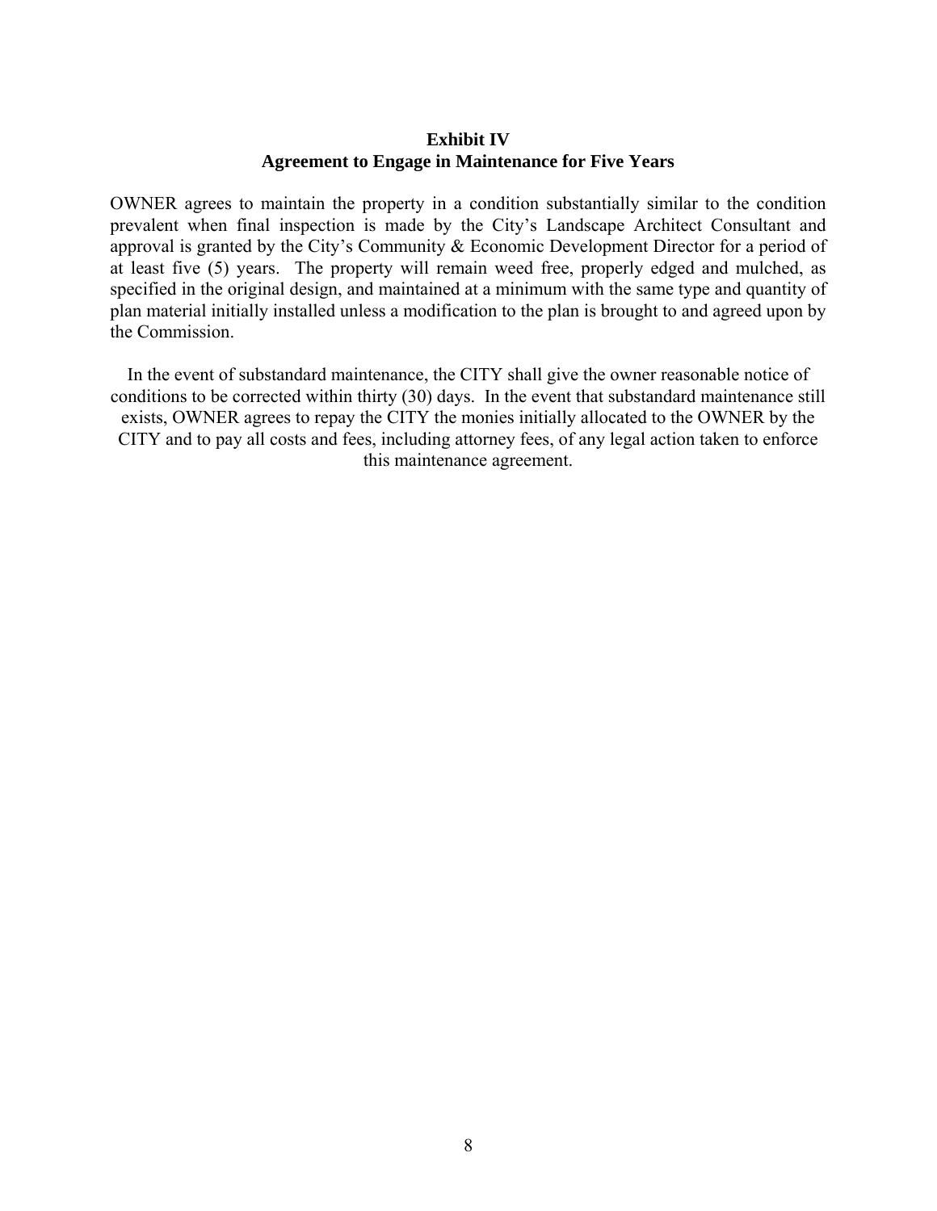**Exhibit IV**
**Agreement to Engage in Maintenance for Five Years**

OWNER agrees to maintain the property in a condition substantially similar to the condition prevalent when final inspection is made by the City's Landscape Architect Consultant and approval is granted by the City's Community & Economic Development Director for a period of at least five (5) years. The property will remain weed free, properly edged and mulched, as specified in the original design, and maintained at a minimum with the same type and quantity of plan material initially installed unless a modification to the plan is brought to and agreed upon by the Commission.

In the event of substandard maintenance, the CITY shall give the owner reasonable notice of conditions to be corrected within thirty (30) days. In the event that substandard maintenance still exists, OWNER agrees to repay the CITY the monies initially allocated to the OWNER by the CITY and to pay all costs and fees, including attorney fees, of any legal action taken to enforce this maintenance agreement.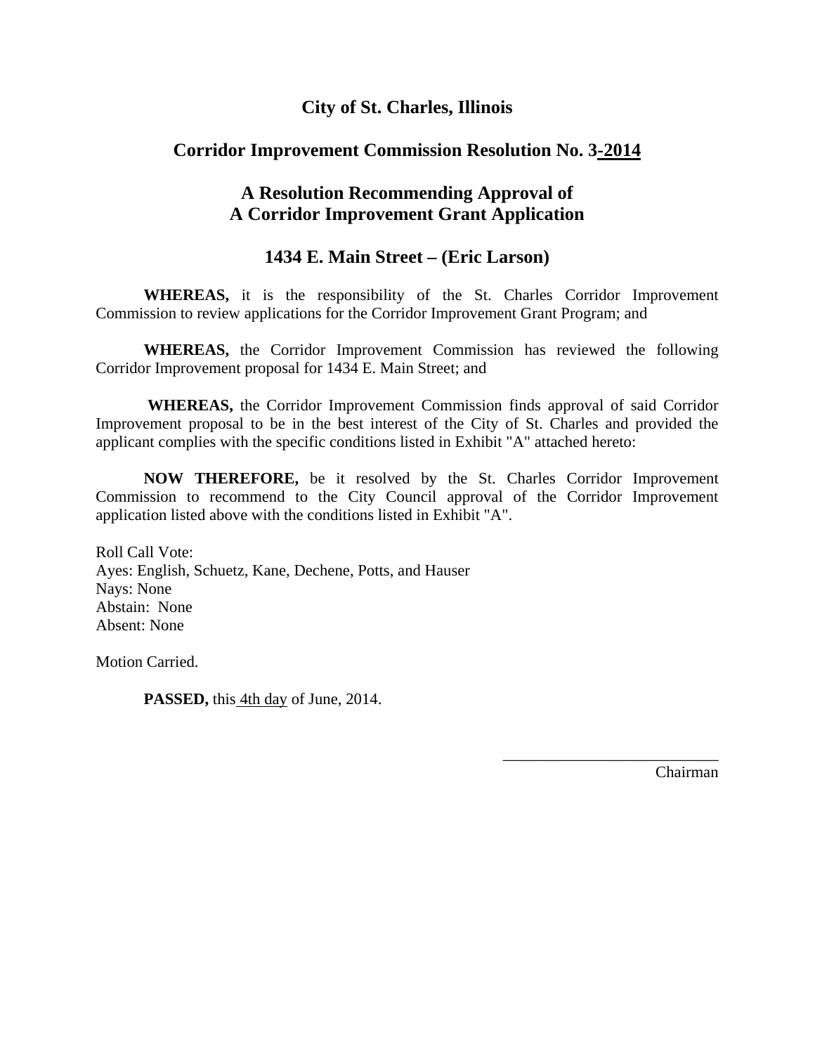# City of St. Charles, Illinois

## Corridor Improvement Commission Resolution No. 3-2014

## A Resolution Recommending Approval of A Corridor Improvement Grant Application

### 1434 E. Main Street – (Eric Larson)

**WHEREAS,** it is the responsibility of the St. Charles Corridor Improvement Commission to review applications for the Corridor Improvement Grant Program; and

**WHEREAS,** the Corridor Improvement Commission has reviewed the following Corridor Improvement proposal for 1434 E. Main Street; and

**WHEREAS,** the Corridor Improvement Commission finds approval of said Corridor Improvement proposal to be in the best interest of the City of St. Charles and provided the applicant complies with the specific conditions listed in Exhibit "A" attached hereto:

**NOW THEREFORE,** be it resolved by the St. Charles Corridor Improvement Commission to recommend to the City Council approval of the Corridor Improvement application listed above with the conditions listed in Exhibit "A".

Roll Call Vote:
Ayes: English, Schuetz, Kane, Dechene, Potts, and Hauser
Nays: None
Abstain: None
Absent: None

Motion Carried.

**PASSED,** this 4th day of June, 2014.

___________________________
Chairman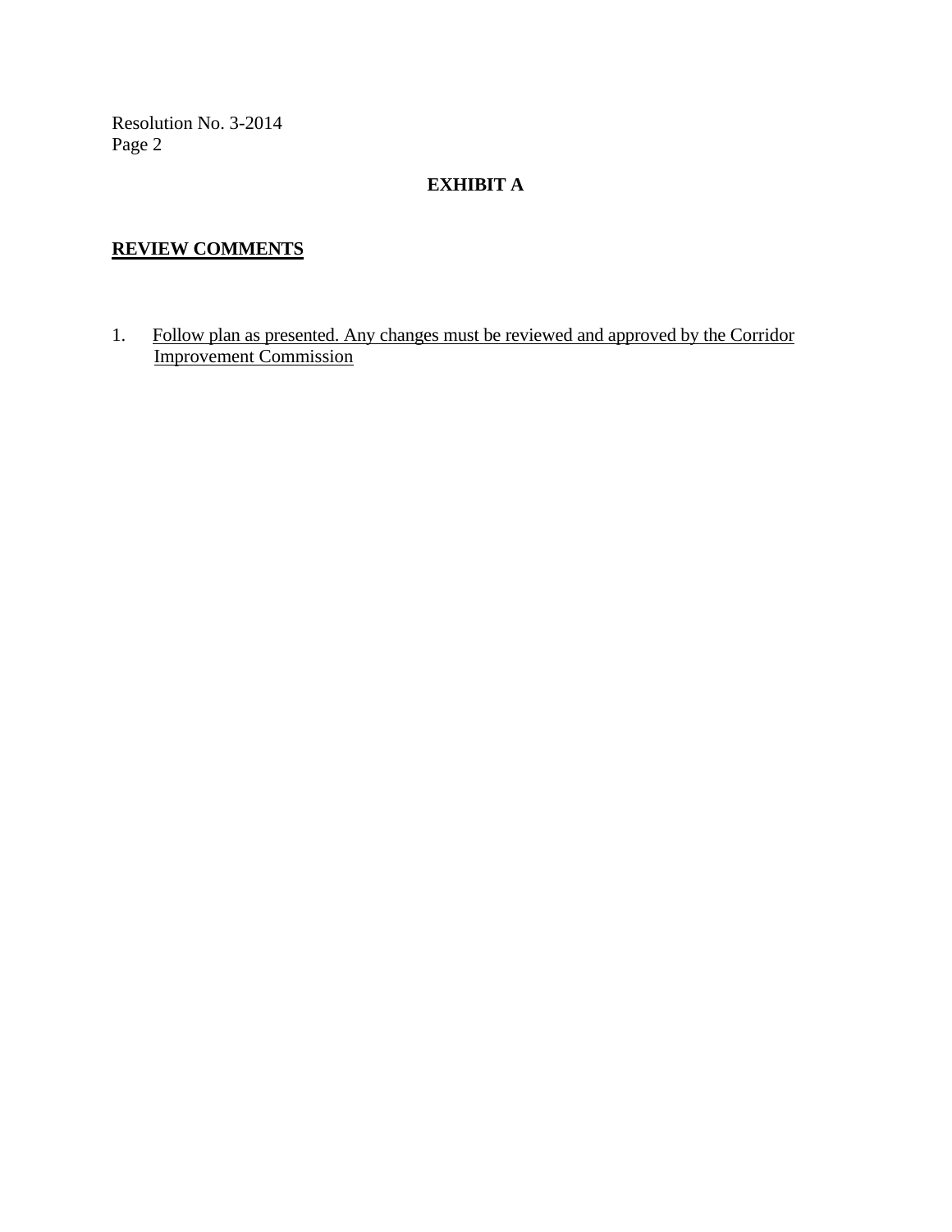Resolution No. 3-2014
Page 2

**EXHIBIT A**

**REVIEW COMMENTS**

1. Follow plan as presented. Any changes must be reviewed and approved by the Corridor Improvement Commission